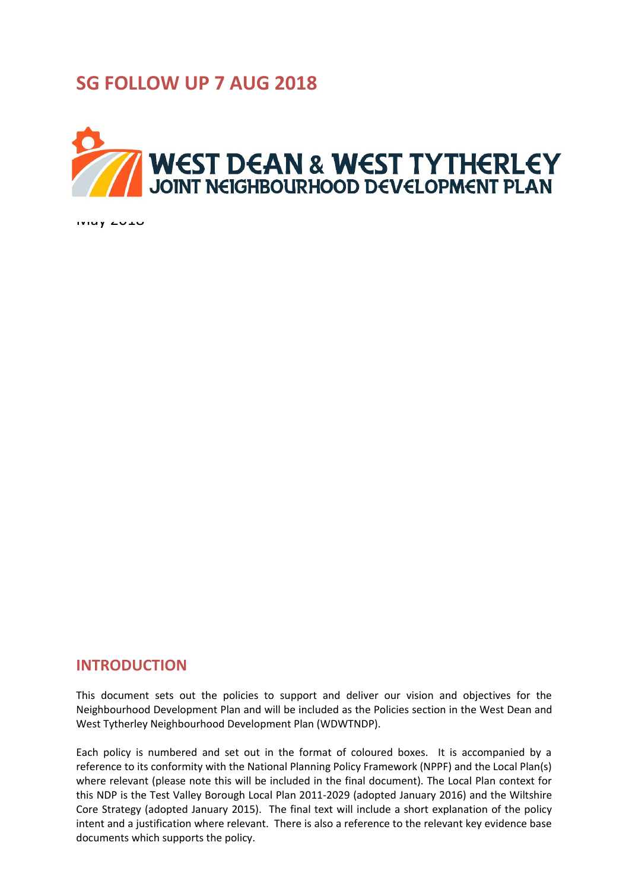# SG FOLLOW UP 7 AUG 2018

# WEST DEAN & WEST TYTHERLEY
## JOINT NEIGHBOURHOOD DEVELOPMENT PLAN

May 2018

## INTRODUCTION

This document sets out the policies to support and deliver our vision and objectives for the Neighbourhood Development Plan and will be included as the Policies section in the West Dean and West Tytherley Neighbourhood Development Plan (WDWTNDP).

Each policy is numbered and set out in the format of coloured boxes. It is accompanied by a reference to its conformity with the National Planning Policy Framework (NPPF) and the Local Plan(s) where relevant (please note this will be included in the final document). The Local Plan context for this NDP is the Test Valley Borough Local Plan 2011-2029 (adopted January 2016) and the Wiltshire Core Strategy (adopted January 2015). The final text will include a short explanation of the policy intent and a justification where relevant. There is also a reference to the relevant key evidence base documents which supports the policy.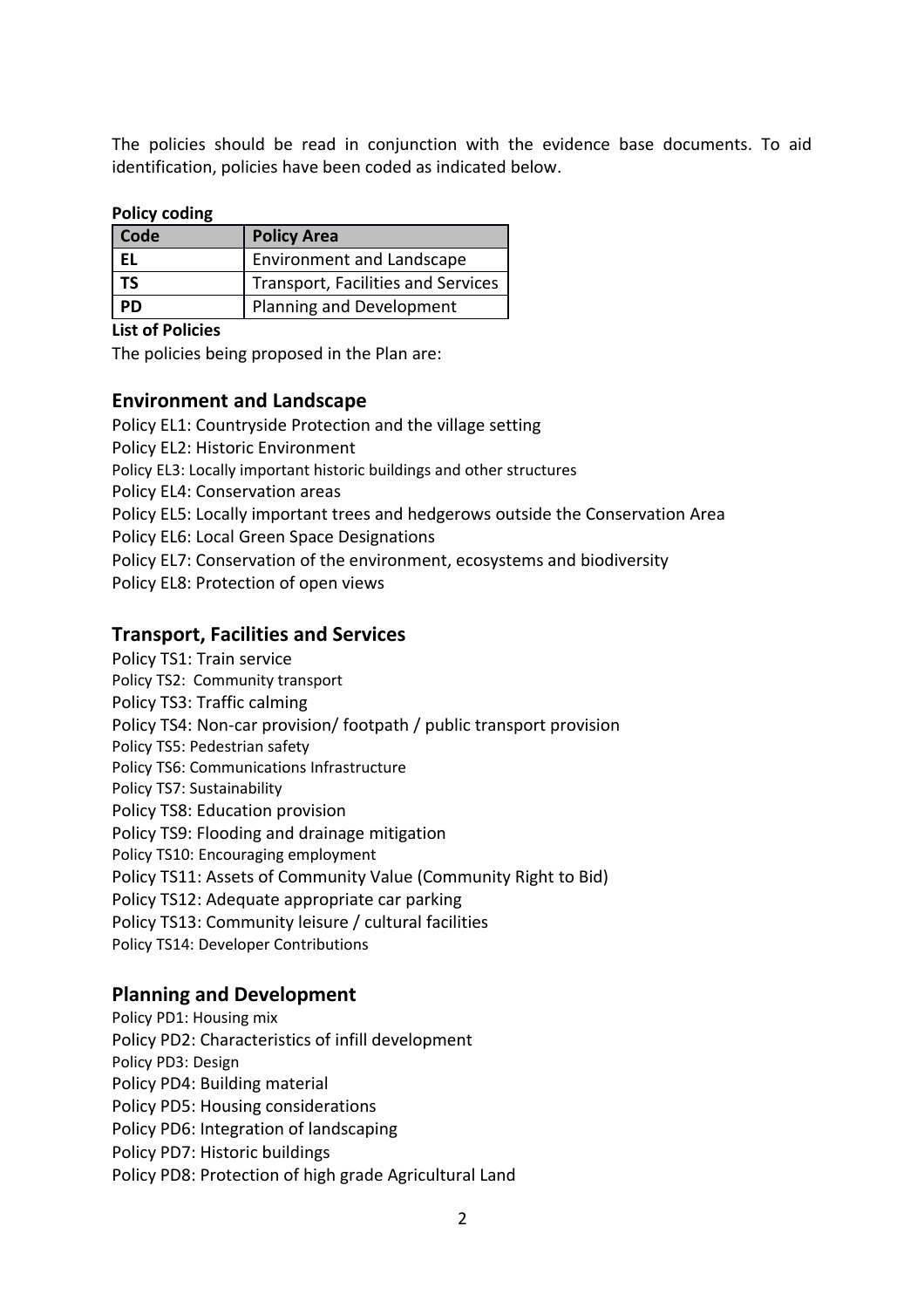The policies should be read in conjunction with the evidence base documents. To aid identification, policies have been coded as indicated below.

**Policy coding**

| Code | Policy Area |
|---|---|
| EL | Environment and Landscape |
| TS | Transport, Facilities and Services |
| PD | Planning and Development |

**List of Policies**

The policies being proposed in the Plan are:

## Environment and Landscape

Policy EL1: Countryside Protection and the village setting
Policy EL2: Historic Environment
Policy EL3: Locally important historic buildings and other structures
Policy EL4: Conservation areas
Policy EL5: Locally important trees and hedgerows outside the Conservation Area
Policy EL6: Local Green Space Designations
Policy EL7: Conservation of the environment, ecosystems and biodiversity
Policy EL8: Protection of open views

## Transport, Facilities and Services

Policy TS1: Train service
Policy TS2: Community transport
Policy TS3: Traffic calming
Policy TS4: Non-car provision/ footpath / public transport provision
Policy TS5: Pedestrian safety
Policy TS6: Communications Infrastructure
Policy TS7: Sustainability
Policy TS8: Education provision
Policy TS9: Flooding and drainage mitigation
Policy TS10: Encouraging employment
Policy TS11: Assets of Community Value (Community Right to Bid)
Policy TS12: Adequate appropriate car parking
Policy TS13: Community leisure / cultural facilities
Policy TS14: Developer Contributions

## Planning and Development

Policy PD1: Housing mix
Policy PD2: Characteristics of infill development
Policy PD3: Design
Policy PD4: Building material
Policy PD5: Housing considerations
Policy PD6: Integration of landscaping
Policy PD7: Historic buildings
Policy PD8: Protection of high grade Agricultural Land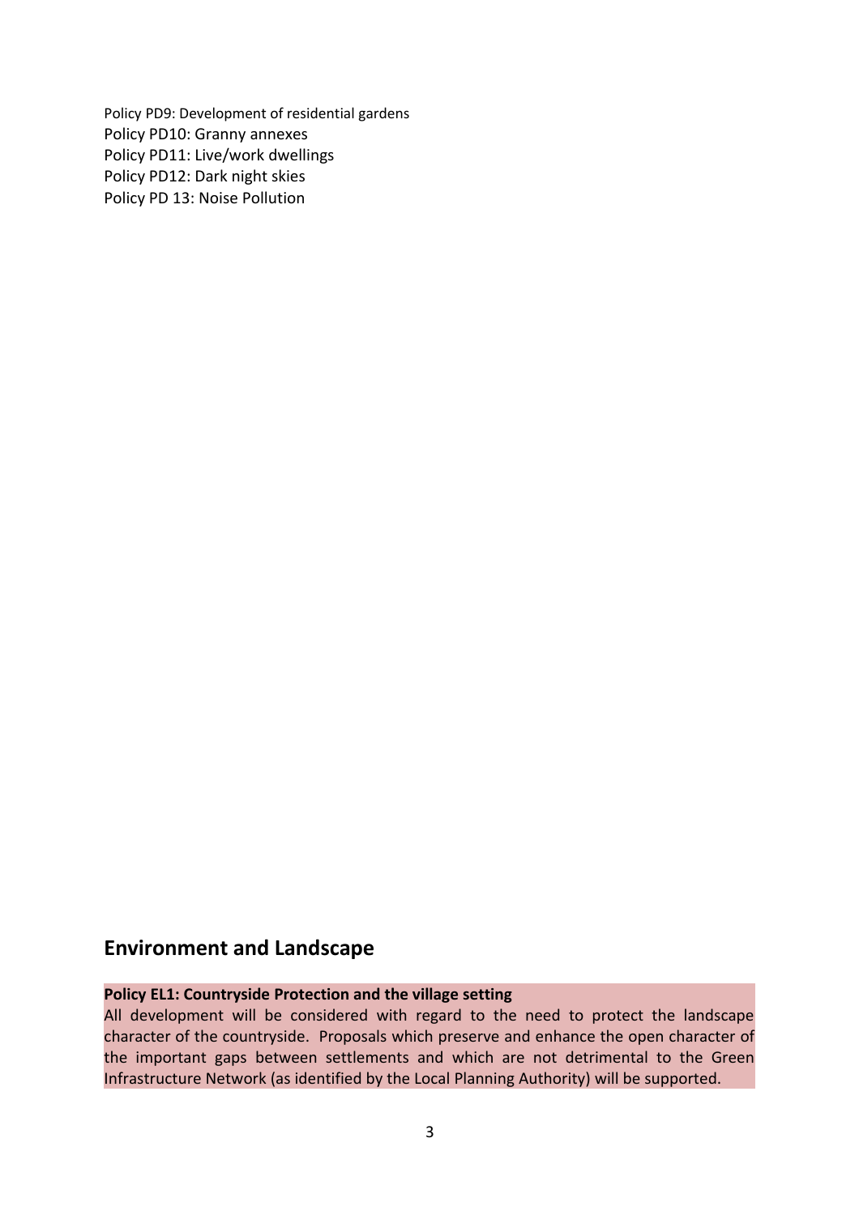Policy PD9: Development of residential gardens
Policy PD10: Granny annexes
Policy PD11: Live/work dwellings
Policy PD12: Dark night skies
Policy PD 13: Noise Pollution

## Environment and Landscape

**Policy EL1: Countryside Protection and the village setting**
All development will be considered with regard to the need to protect the landscape character of the countryside. Proposals which preserve and enhance the open character of the important gaps between settlements and which are not detrimental to the Green Infrastructure Network (as identified by the Local Planning Authority) will be supported.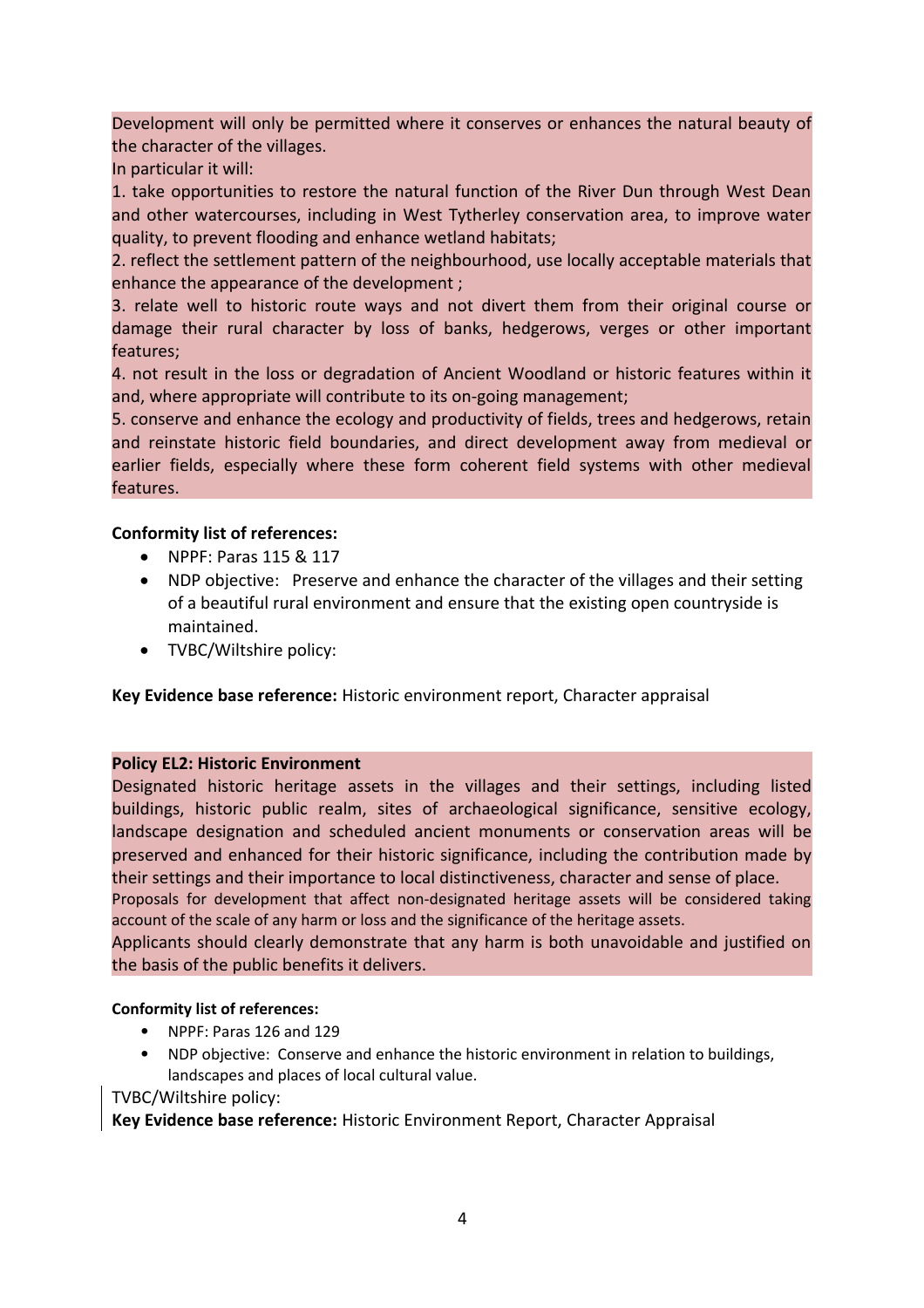Development will only be permitted where it conserves or enhances the natural beauty of the character of the villages.

In particular it will:

1. take opportunities to restore the natural function of the River Dun through West Dean and other watercourses, including in West Tytherley conservation area, to improve water quality, to prevent flooding and enhance wetland habitats;
2. reflect the settlement pattern of the neighbourhood, use locally acceptable materials that enhance the appearance of the development ;
3. relate well to historic route ways and not divert them from their original course or damage their rural character by loss of banks, hedgerows, verges or other important features;
4. not result in the loss or degradation of Ancient Woodland or historic features within it and, where appropriate will contribute to its on-going management;
5. conserve and enhance the ecology and productivity of fields, trees and hedgerows, retain and reinstate historic field boundaries, and direct development away from medieval or earlier fields, especially where these form coherent field systems with other medieval features.

**Conformity list of references:**

- NPPF: Paras 115 & 117
- NDP objective: Preserve and enhance the character of the villages and their setting of a beautiful rural environment and ensure that the existing open countryside is maintained.
- TVBC/Wiltshire policy:

**Key Evidence base reference:** Historic environment report, Character appraisal

**Policy EL2: Historic Environment**

Designated historic heritage assets in the villages and their settings, including listed buildings, historic public realm, sites of archaeological significance, sensitive ecology, landscape designation and scheduled ancient monuments or conservation areas will be preserved and enhanced for their historic significance, including the contribution made by their settings and their importance to local distinctiveness, character and sense of place.

Proposals for development that affect non-designated heritage assets will be considered taking account of the scale of any harm or loss and the significance of the heritage assets.

Applicants should clearly demonstrate that any harm is both unavoidable and justified on the basis of the public benefits it delivers.

**Conformity list of references:**

- NPPF: Paras 126 and 129
- NDP objective: Conserve and enhance the historic environment in relation to buildings, landscapes and places of local cultural value.

TVBC/Wiltshire policy:

**Key Evidence base reference:** Historic Environment Report, Character Appraisal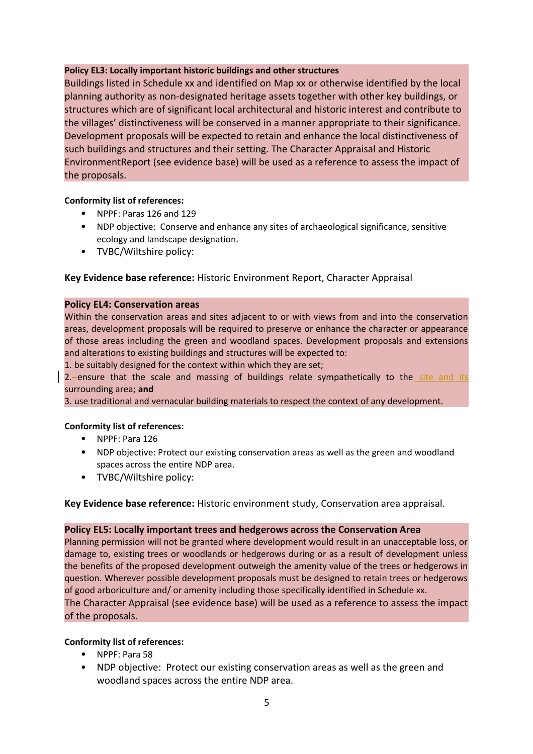**Policy EL3: Locally important historic buildings and other structures**

Buildings listed in Schedule xx and identified on Map xx or otherwise identified by the local planning authority as non-designated heritage assets together with other key buildings, or structures which are of significant local architectural and historic interest and contribute to the villages' distinctiveness will be conserved in a manner appropriate to their significance. Development proposals will be expected to retain and enhance the local distinctiveness of such buildings and structures and their setting. The Character Appraisal and Historic EnvironmentReport (see evidence base) will be used as a reference to assess the impact of the proposals.

**Conformity list of references:**

- NPPF: Paras 126 and 129
- NDP objective: Conserve and enhance any sites of archaeological significance, sensitive ecology and landscape designation.
- TVBC/Wiltshire policy:

**Key Evidence base reference:** Historic Environment Report, Character Appraisal

**Policy EL4: Conservation areas**

Within the conservation areas and sites adjacent to or with views from and into the conservation areas, development proposals will be required to preserve or enhance the character or appearance of those areas including the green and woodland spaces. Development proposals and extensions and alterations to existing buildings and structures will be expected to:

1. be suitably designed for the context within which they are set;
2. ensure that the scale and massing of buildings relate sympathetically to the site and its surrounding area; **and**
3. use traditional and vernacular building materials to respect the context of any development.

**Conformity list of references:**

- NPPF: Para 126
- NDP objective: Protect our existing conservation areas as well as the green and woodland spaces across the entire NDP area.
- TVBC/Wiltshire policy:

**Key Evidence base reference:** Historic environment study, Conservation area appraisal.

**Policy EL5: Locally important trees and hedgerows across the Conservation Area**

Planning permission will not be granted where development would result in an unacceptable loss, or damage to, existing trees or woodlands or hedgerows during or as a result of development unless the benefits of the proposed development outweigh the amenity value of the trees or hedgerows in question. Wherever possible development proposals must be designed to retain trees or hedgerows of good arboriculture and/ or amenity including those specifically identified in Schedule xx.
The Character Appraisal (see evidence base) will be used as a reference to assess the impact of the proposals.

**Conformity list of references:**

- NPPF: Para 58
- NDP objective: Protect our existing conservation areas as well as the green and woodland spaces across the entire NDP area.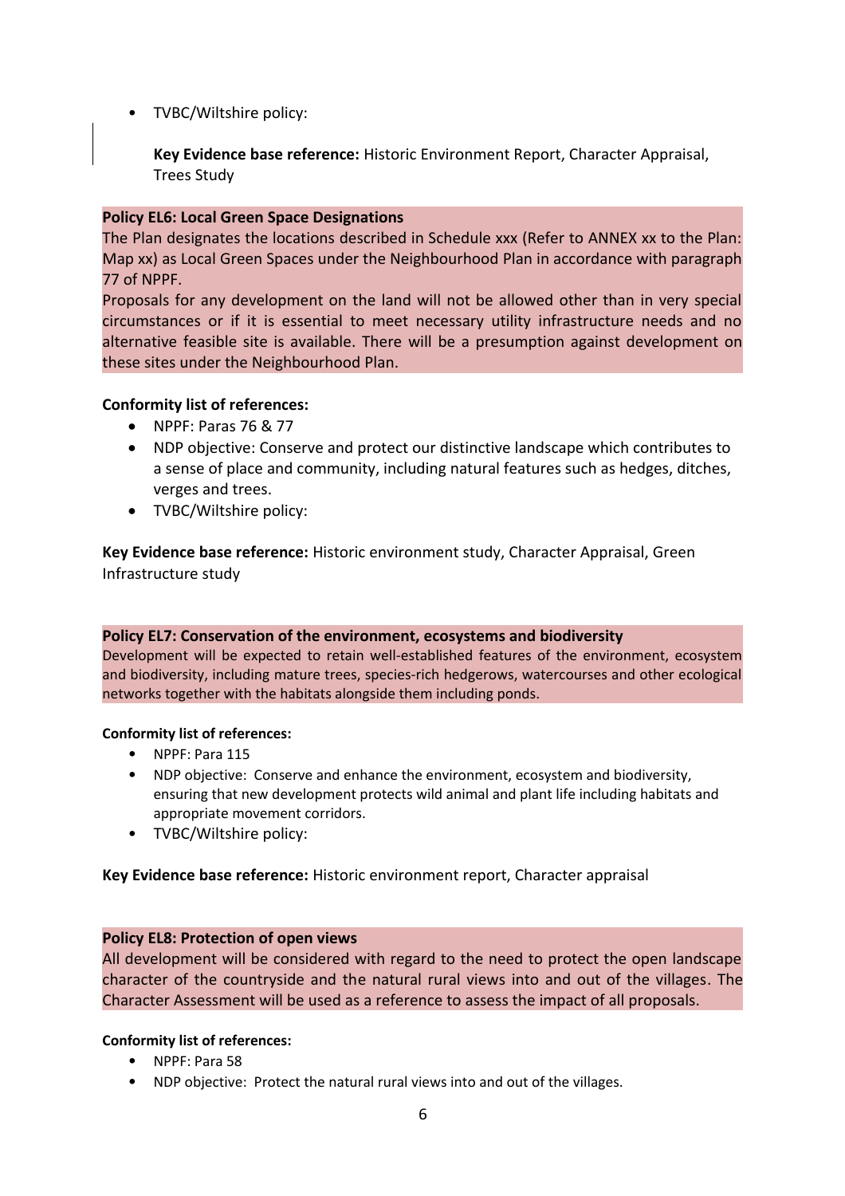- TVBC/Wiltshire policy:

  **Key Evidence base reference:** Historic Environment Report, Character Appraisal, Trees Study

**Policy EL6: Local Green Space Designations**

The Plan designates the locations described in Schedule xxx (Refer to ANNEX xx to the Plan: Map xx) as Local Green Spaces under the Neighbourhood Plan in accordance with paragraph 77 of NPPF.

Proposals for any development on the land will not be allowed other than in very special circumstances or if it is essential to meet necessary utility infrastructure needs and no alternative feasible site is available. There will be a presumption against development on these sites under the Neighbourhood Plan.

**Conformity list of references:**

- NPPF: Paras 76 & 77
- NDP objective: Conserve and protect our distinctive landscape which contributes to a sense of place and community, including natural features such as hedges, ditches, verges and trees.
- TVBC/Wiltshire policy:

**Key Evidence base reference:** Historic environment study, Character Appraisal, Green Infrastructure study

**Policy EL7: Conservation of the environment, ecosystems and biodiversity**

Development will be expected to retain well-established features of the environment, ecosystem and biodiversity, including mature trees, species-rich hedgerows, watercourses and other ecological networks together with the habitats alongside them including ponds.

**Conformity list of references:**

- NPPF: Para 115
- NDP objective: Conserve and enhance the environment, ecosystem and biodiversity, ensuring that new development protects wild animal and plant life including habitats and appropriate movement corridors.
- TVBC/Wiltshire policy:

**Key Evidence base reference:** Historic environment report, Character appraisal

**Policy EL8: Protection of open views**

All development will be considered with regard to the need to protect the open landscape character of the countryside and the natural rural views into and out of the villages. The Character Assessment will be used as a reference to assess the impact of all proposals.

**Conformity list of references:**

- NPPF: Para 58
- NDP objective: Protect the natural rural views into and out of the villages.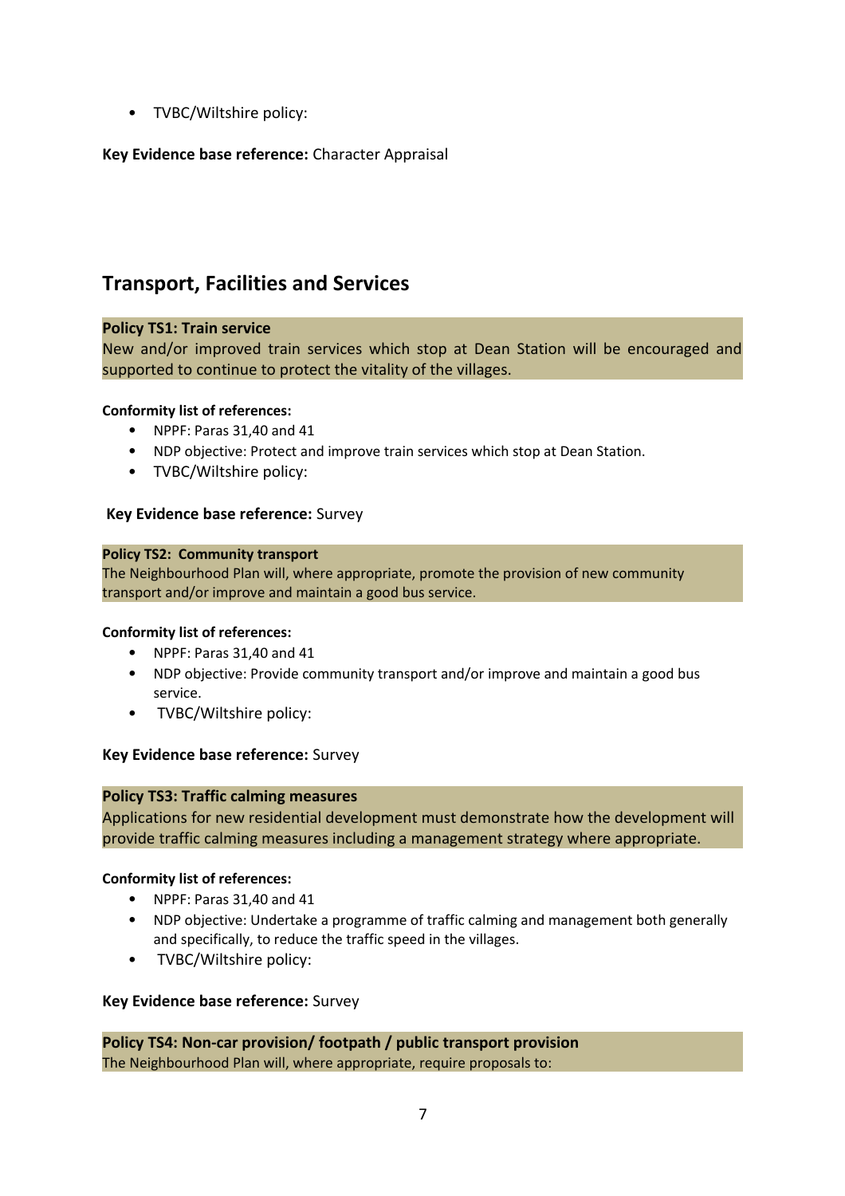- TVBC/Wiltshire policy:

**Key Evidence base reference:** Character Appraisal

## Transport, Facilities and Services

**Policy TS1: Train service**

New and/or improved train services which stop at Dean Station will be encouraged and supported to continue to protect the vitality of the villages.

**Conformity list of references:**

- NPPF: Paras 31,40 and 41
- NDP objective: Protect and improve train services which stop at Dean Station.
- TVBC/Wiltshire policy:

**Key Evidence base reference:** Survey

**Policy TS2: Community transport**

The Neighbourhood Plan will, where appropriate, promote the provision of new community transport and/or improve and maintain a good bus service.

**Conformity list of references:**

- NPPF: Paras 31,40 and 41
- NDP objective: Provide community transport and/or improve and maintain a good bus service.
- TVBC/Wiltshire policy:

**Key Evidence base reference:** Survey

**Policy TS3: Traffic calming measures**

Applications for new residential development must demonstrate how the development will provide traffic calming measures including a management strategy where appropriate.

**Conformity list of references:**

- NPPF: Paras 31,40 and 41
- NDP objective: Undertake a programme of traffic calming and management both generally and specifically, to reduce the traffic speed in the villages.
- TVBC/Wiltshire policy:

**Key Evidence base reference:** Survey

**Policy TS4: Non-car provision/ footpath / public transport provision**

The Neighbourhood Plan will, where appropriate, require proposals to: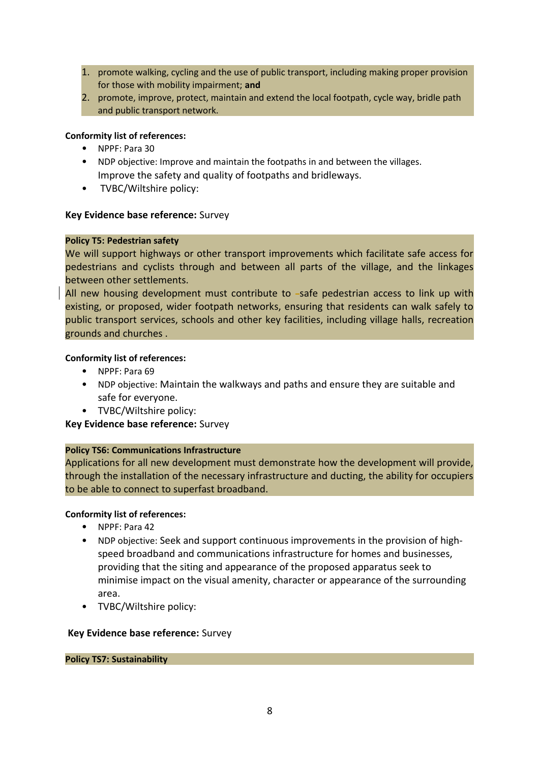1. promote walking, cycling and the use of public transport, including making proper provision for those with mobility impairment; **and**
2. promote, improve, protect, maintain and extend the local footpath, cycle way, bridle path and public transport network.

**Conformity list of references:**

- NPPF: Para 30
- NDP objective: Improve and maintain the footpaths in and between the villages. Improve the safety and quality of footpaths and bridleways.
- TVBC/Wiltshire policy:

**Key Evidence base reference:** Survey

**Policy T5: Pedestrian safety**

We will support highways or other transport improvements which facilitate safe access for pedestrians and cyclists through and between all parts of the village, and the linkages between other settlements.

All new housing development must contribute to safe pedestrian access to link up with existing, or proposed, wider footpath networks, ensuring that residents can walk safely to public transport services, schools and other key facilities, including village halls, recreation grounds and churches .

**Conformity list of references:**

- NPPF: Para 69
- NDP objective: Maintain the walkways and paths and ensure they are suitable and safe for everyone.
- TVBC/Wiltshire policy:

**Key Evidence base reference:** Survey

**Policy TS6: Communications Infrastructure**

Applications for all new development must demonstrate how the development will provide, through the installation of the necessary infrastructure and ducting, the ability for occupiers to be able to connect to superfast broadband.

**Conformity list of references:**

- NPPF: Para 42
- NDP objective: Seek and support continuous improvements in the provision of high-speed broadband and communications infrastructure for homes and businesses, providing that the siting and appearance of the proposed apparatus seek to minimise impact on the visual amenity, character or appearance of the surrounding area.
- TVBC/Wiltshire policy:

**Key Evidence base reference:** Survey

**Policy TS7: Sustainability**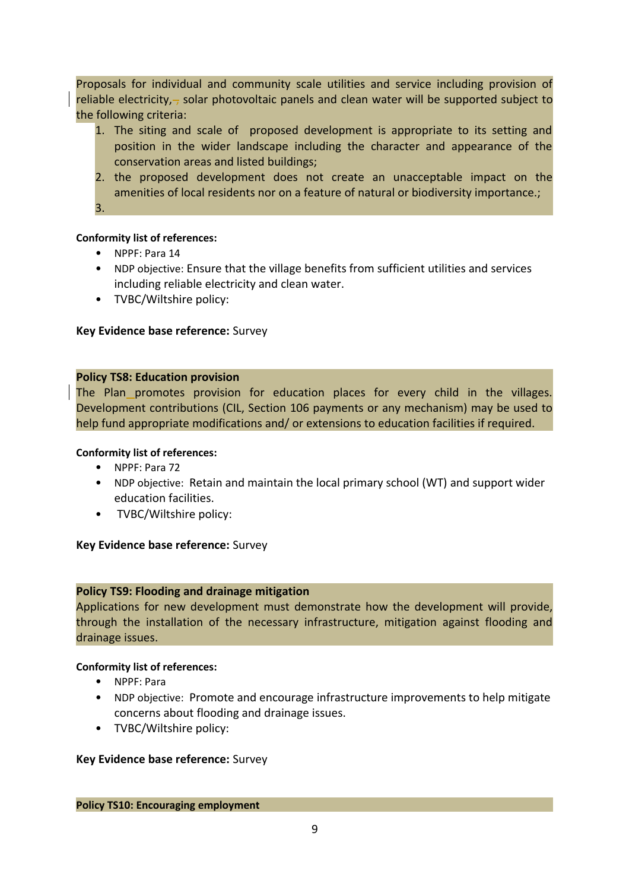Proposals for individual and community scale utilities and service including provision of reliable electricity, solar photovoltaic panels and clean water will be supported subject to the following criteria:

1. The siting and scale of proposed development is appropriate to its setting and position in the wider landscape including the character and appearance of the conservation areas and listed buildings;
2. the proposed development does not create an unacceptable impact on the amenities of local residents nor on a feature of natural or biodiversity importance.;
3. 

**Conformity list of references:**

- NPPF: Para 14
- NDP objective: Ensure that the village benefits from sufficient utilities and services including reliable electricity and clean water.
- TVBC/Wiltshire policy:

**Key Evidence base reference:** Survey

**Policy TS8: Education provision**

The Plan promotes provision for education places for every child in the villages. Development contributions (CIL, Section 106 payments or any mechanism) may be used to help fund appropriate modifications and/ or extensions to education facilities if required.

**Conformity list of references:**

- NPPF: Para 72
- NDP objective: Retain and maintain the local primary school (WT) and support wider education facilities.
- TVBC/Wiltshire policy:

**Key Evidence base reference:** Survey

**Policy TS9: Flooding and drainage mitigation**

Applications for new development must demonstrate how the development will provide, through the installation of the necessary infrastructure, mitigation against flooding and drainage issues.

**Conformity list of references:**

- NPPF: Para
- NDP objective: Promote and encourage infrastructure improvements to help mitigate concerns about flooding and drainage issues.
- TVBC/Wiltshire policy:

**Key Evidence base reference:** Survey

**Policy TS10: Encouraging employment**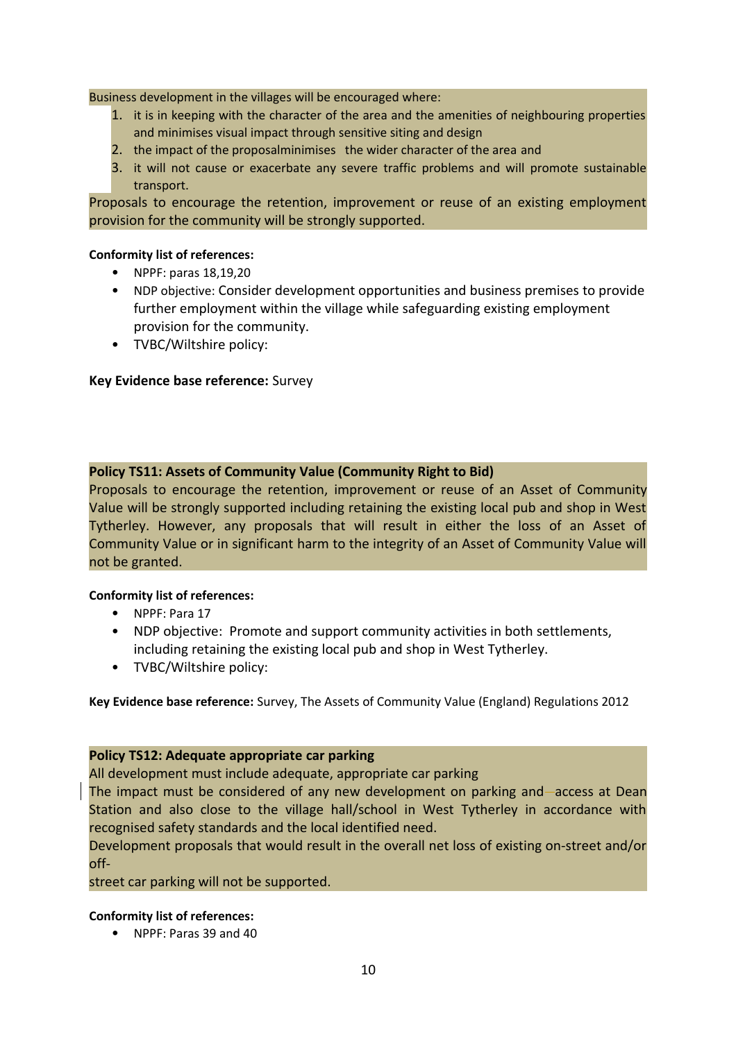Business development in the villages will be encouraged where:

1. it is in keeping with the character of the area and the amenities of neighbouring properties and minimises visual impact through sensitive siting and design
2. the impact of the proposalminimises the wider character of the area and
3. it will not cause or exacerbate any severe traffic problems and will promote sustainable transport.

Proposals to encourage the retention, improvement or reuse of an existing employment provision for the community will be strongly supported.

**Conformity list of references:**

- NPPF: paras 18,19,20
- NDP objective: Consider development opportunities and business premises to provide further employment within the village while safeguarding existing employment provision for the community.
- TVBC/Wiltshire policy:

**Key Evidence base reference:** Survey

**Policy TS11: Assets of Community Value (Community Right to Bid)**

Proposals to encourage the retention, improvement or reuse of an Asset of Community Value will be strongly supported including retaining the existing local pub and shop in West Tytherley. However, any proposals that will result in either the loss of an Asset of Community Value or in significant harm to the integrity of an Asset of Community Value will not be granted.

**Conformity list of references:**

- NPPF: Para 17
- NDP objective: Promote and support community activities in both settlements, including retaining the existing local pub and shop in West Tytherley.
- TVBC/Wiltshire policy:

**Key Evidence base reference:** Survey, The Assets of Community Value (England) Regulations 2012

**Policy TS12: Adequate appropriate car parking**

All development must include adequate, appropriate car parking

The impact must be considered of any new development on parking and access at Dean Station and also close to the village hall/school in West Tytherley in accordance with recognised safety standards and the local identified need.

Development proposals that would result in the overall net loss of existing on-street and/or off-
street car parking will not be supported.

**Conformity list of references:**

- NPPF: Paras 39 and 40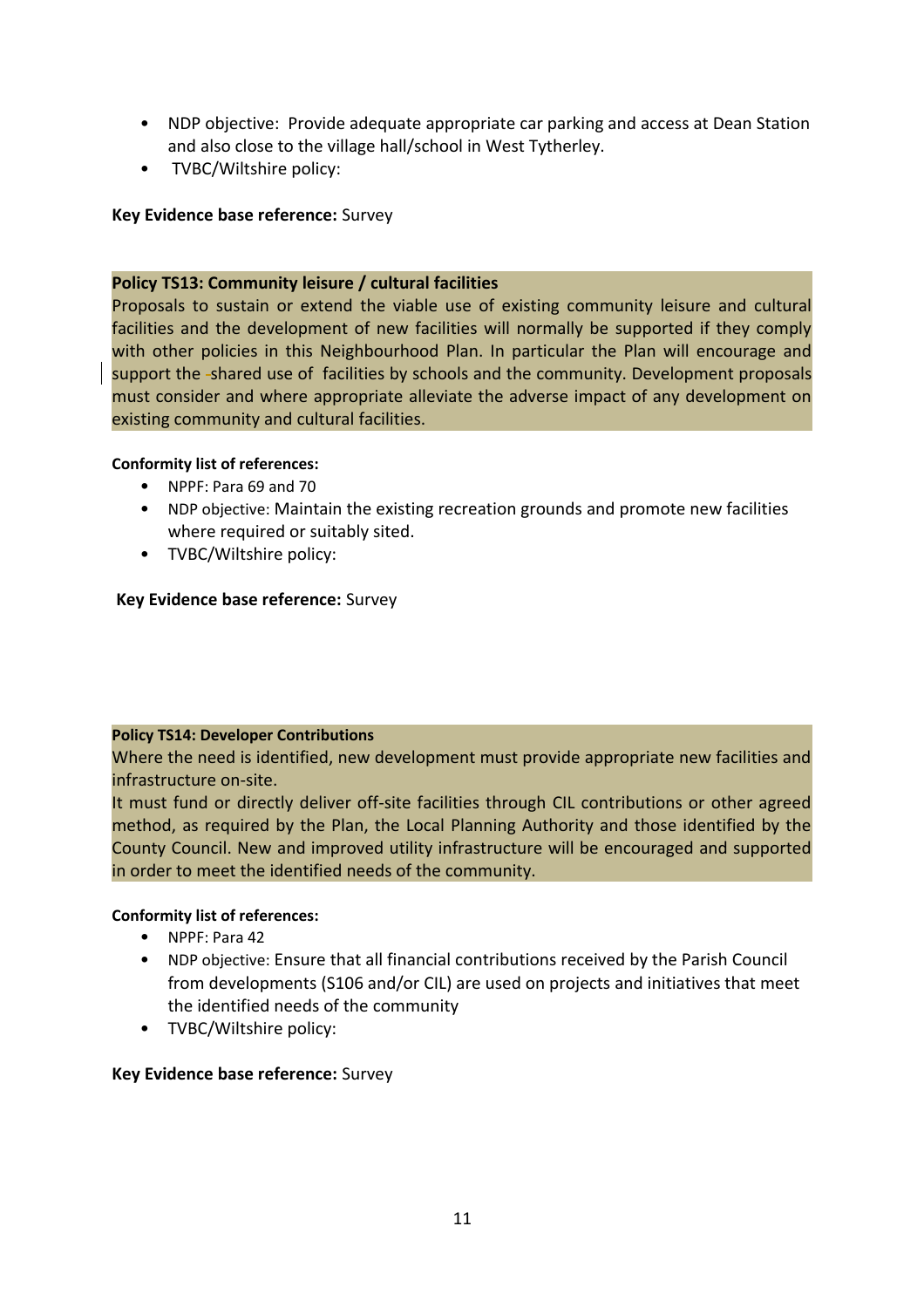- NDP objective: Provide adequate appropriate car parking and access at Dean Station and also close to the village hall/school in West Tytherley.
- TVBC/Wiltshire policy:

**Key Evidence base reference:** Survey

**Policy TS13: Community leisure / cultural facilities**

Proposals to sustain or extend the viable use of existing community leisure and cultural facilities and the development of new facilities will normally be supported if they comply with other policies in this Neighbourhood Plan. In particular the Plan will encourage and support the shared use of facilities by schools and the community. Development proposals must consider and where appropriate alleviate the adverse impact of any development on existing community and cultural facilities.

**Conformity list of references:**

- NPPF: Para 69 and 70
- NDP objective: Maintain the existing recreation grounds and promote new facilities where required or suitably sited.
- TVBC/Wiltshire policy:

**Key Evidence base reference:** Survey

**Policy TS14: Developer Contributions**

Where the need is identified, new development must provide appropriate new facilities and infrastructure on-site.

It must fund or directly deliver off-site facilities through CIL contributions or other agreed method, as required by the Plan, the Local Planning Authority and those identified by the County Council. New and improved utility infrastructure will be encouraged and supported in order to meet the identified needs of the community.

**Conformity list of references:**

- NPPF: Para 42
- NDP objective: Ensure that all financial contributions received by the Parish Council from developments (S106 and/or CIL) are used on projects and initiatives that meet the identified needs of the community
- TVBC/Wiltshire policy:

**Key Evidence base reference:** Survey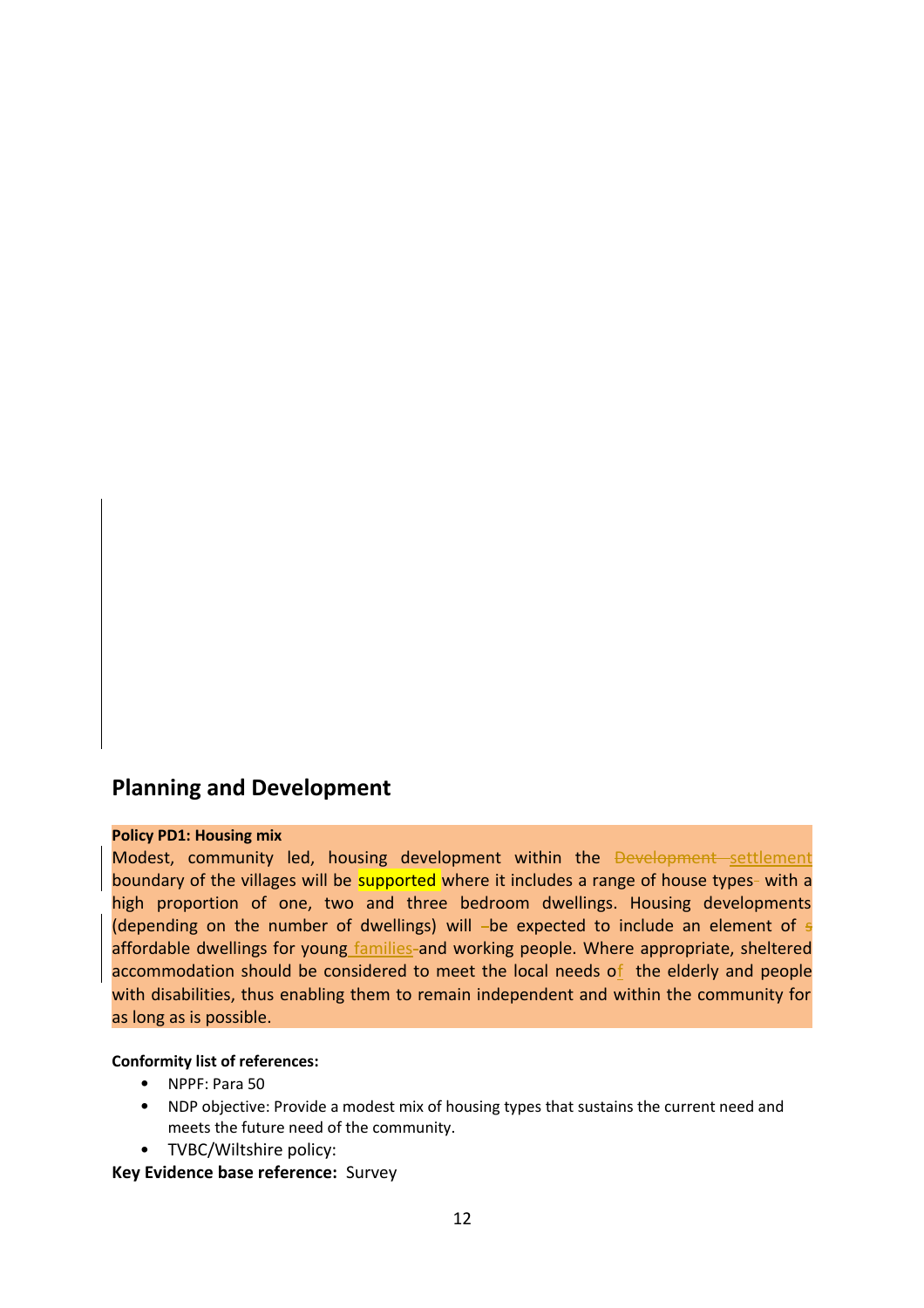## Planning and Development

**Policy PD1: Housing mix**

Modest, community led, housing development within the ~~Development~~ settlement boundary of the villages will be supported where it includes a range of house types with a high proportion of one, two and three bedroom dwellings. Housing developments (depending on the number of dwellings) will be expected to include an element of affordable dwellings for young families and working people. Where appropriate, sheltered accommodation should be considered to meet the local needs of the elderly and people with disabilities, thus enabling them to remain independent and within the community for as long as is possible.

**Conformity list of references:**

- NPPF: Para 50
- NDP objective: Provide a modest mix of housing types that sustains the current need and meets the future need of the community.
- TVBC/Wiltshire policy:

**Key Evidence base reference:** Survey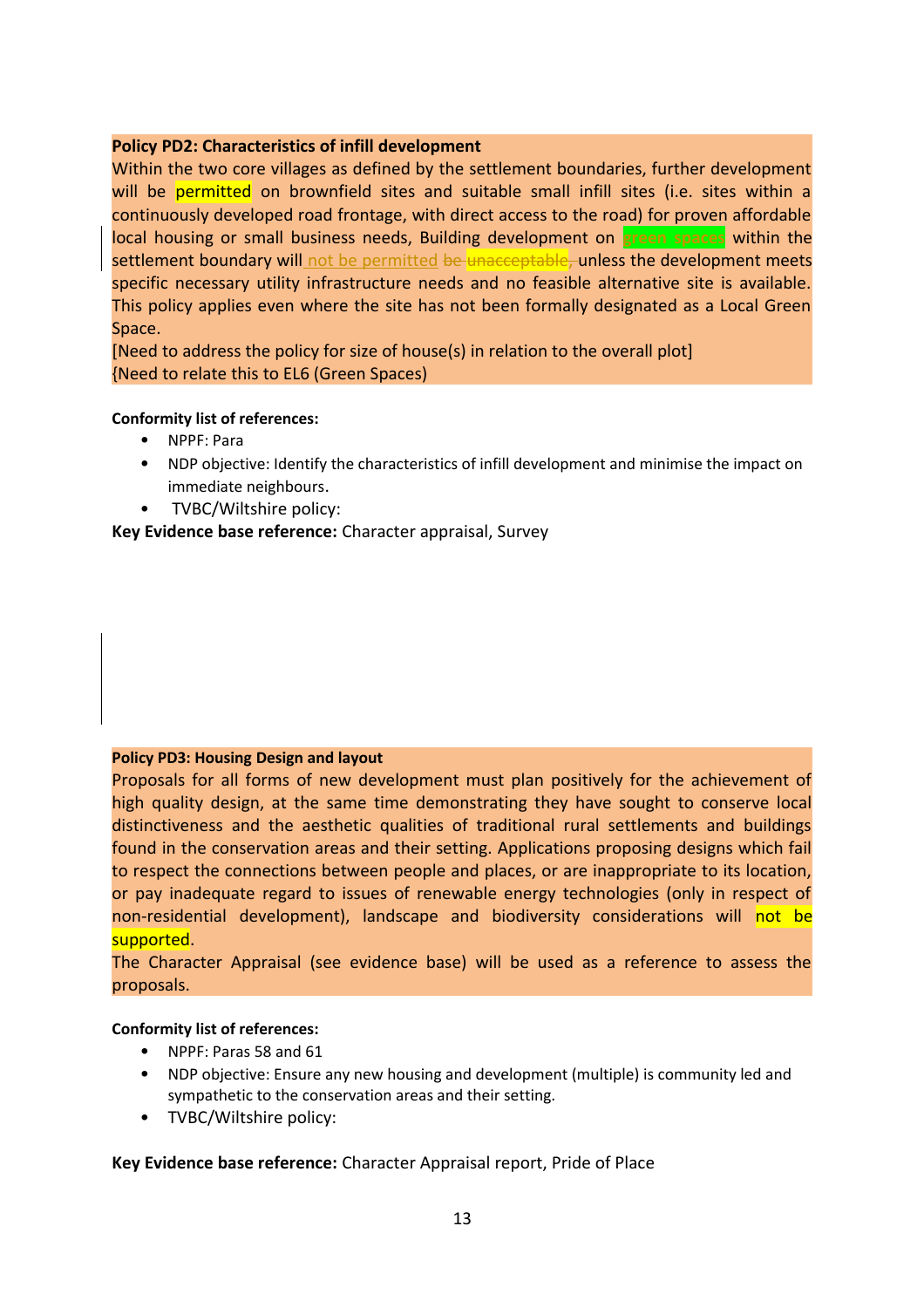**Policy PD2: Characteristics of infill development**

Within the two core villages as defined by the settlement boundaries, further development will be permitted on brownfield sites and suitable small infill sites (i.e. sites within a continuously developed road frontage, with direct access to the road) for proven affordable local housing or small business needs, Building development on green spaces within the settlement boundary will not be permitted ~~be unacceptable,~~ unless the development meets specific necessary utility infrastructure needs and no feasible alternative site is available. This policy applies even where the site has not been formally designated as a Local Green Space.

[Need to address the policy for size of house(s) in relation to the overall plot]

{Need to relate this to EL6 (Green Spaces)

**Conformity list of references:**

- NPPF: Para
- NDP objective: Identify the characteristics of infill development and minimise the impact on immediate neighbours.
- TVBC/Wiltshire policy:

**Key Evidence base reference:** Character appraisal, Survey

**Policy PD3: Housing Design and layout**

Proposals for all forms of new development must plan positively for the achievement of high quality design, at the same time demonstrating they have sought to conserve local distinctiveness and the aesthetic qualities of traditional rural settlements and buildings found in the conservation areas and their setting. Applications proposing designs which fail to respect the connections between people and places, or are inappropriate to its location, or pay inadequate regard to issues of renewable energy technologies (only in respect of non-residential development), landscape and biodiversity considerations will not be supported.

The Character Appraisal (see evidence base) will be used as a reference to assess the proposals.

**Conformity list of references:**

- NPPF: Paras 58 and 61
- NDP objective: Ensure any new housing and development (multiple) is community led and sympathetic to the conservation areas and their setting.
- TVBC/Wiltshire policy:

**Key Evidence base reference:** Character Appraisal report, Pride of Place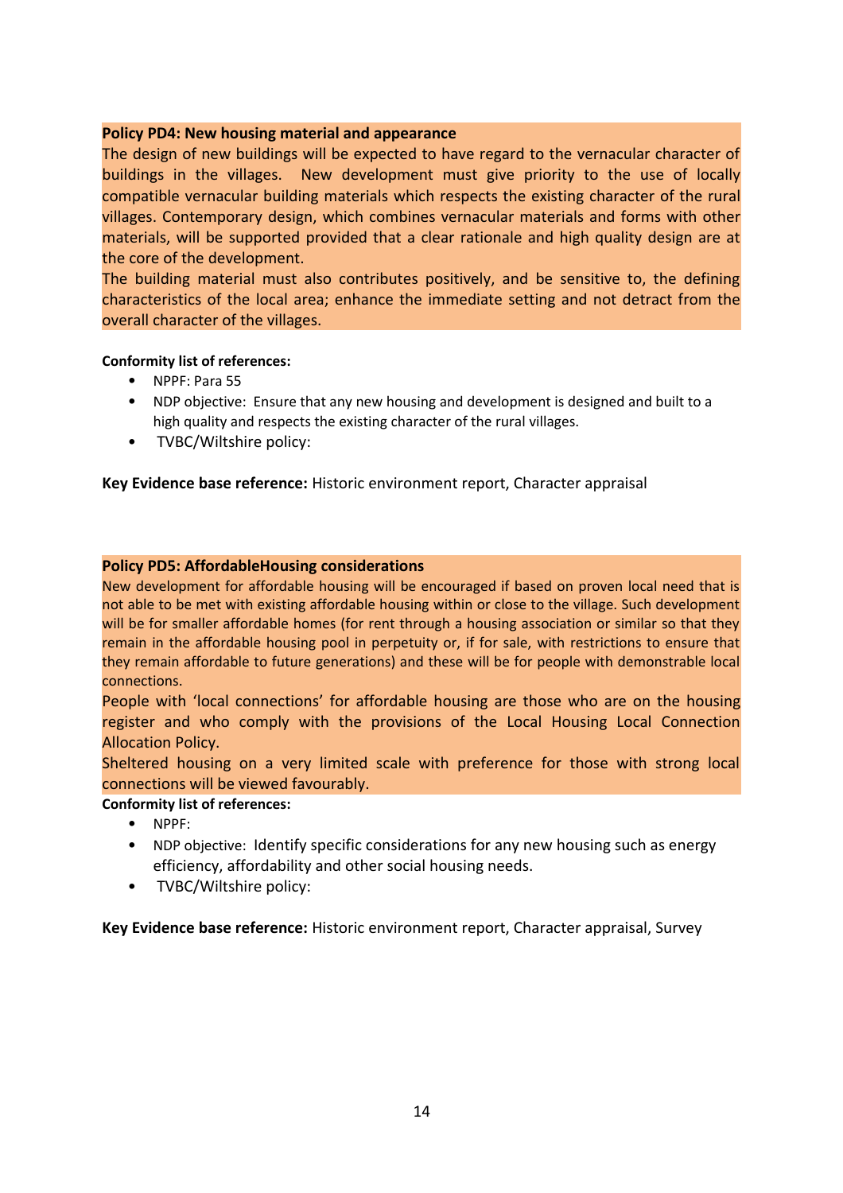**Policy PD4: New housing material and appearance**

The design of new buildings will be expected to have regard to the vernacular character of buildings in the villages. New development must give priority to the use of locally compatible vernacular building materials which respects the existing character of the rural villages. Contemporary design, which combines vernacular materials and forms with other materials, will be supported provided that a clear rationale and high quality design are at the core of the development.

The building material must also contributes positively, and be sensitive to, the defining characteristics of the local area; enhance the immediate setting and not detract from the overall character of the villages.

**Conformity list of references:**

- NPPF: Para 55
- NDP objective: Ensure that any new housing and development is designed and built to a high quality and respects the existing character of the rural villages.
- TVBC/Wiltshire policy:

**Key Evidence base reference:** Historic environment report, Character appraisal

**Policy PD5: AffordableHousing considerations**

New development for affordable housing will be encouraged if based on proven local need that is not able to be met with existing affordable housing within or close to the village. Such development will be for smaller affordable homes (for rent through a housing association or similar so that they remain in the affordable housing pool in perpetuity or, if for sale, with restrictions to ensure that they remain affordable to future generations) and these will be for people with demonstrable local connections.

People with 'local connections' for affordable housing are those who are on the housing register and who comply with the provisions of the Local Housing Local Connection Allocation Policy.

Sheltered housing on a very limited scale with preference for those with strong local connections will be viewed favourably.

**Conformity list of references:**

- NPPF:
- NDP objective: Identify specific considerations for any new housing such as energy efficiency, affordability and other social housing needs.
- TVBC/Wiltshire policy:

**Key Evidence base reference:** Historic environment report, Character appraisal, Survey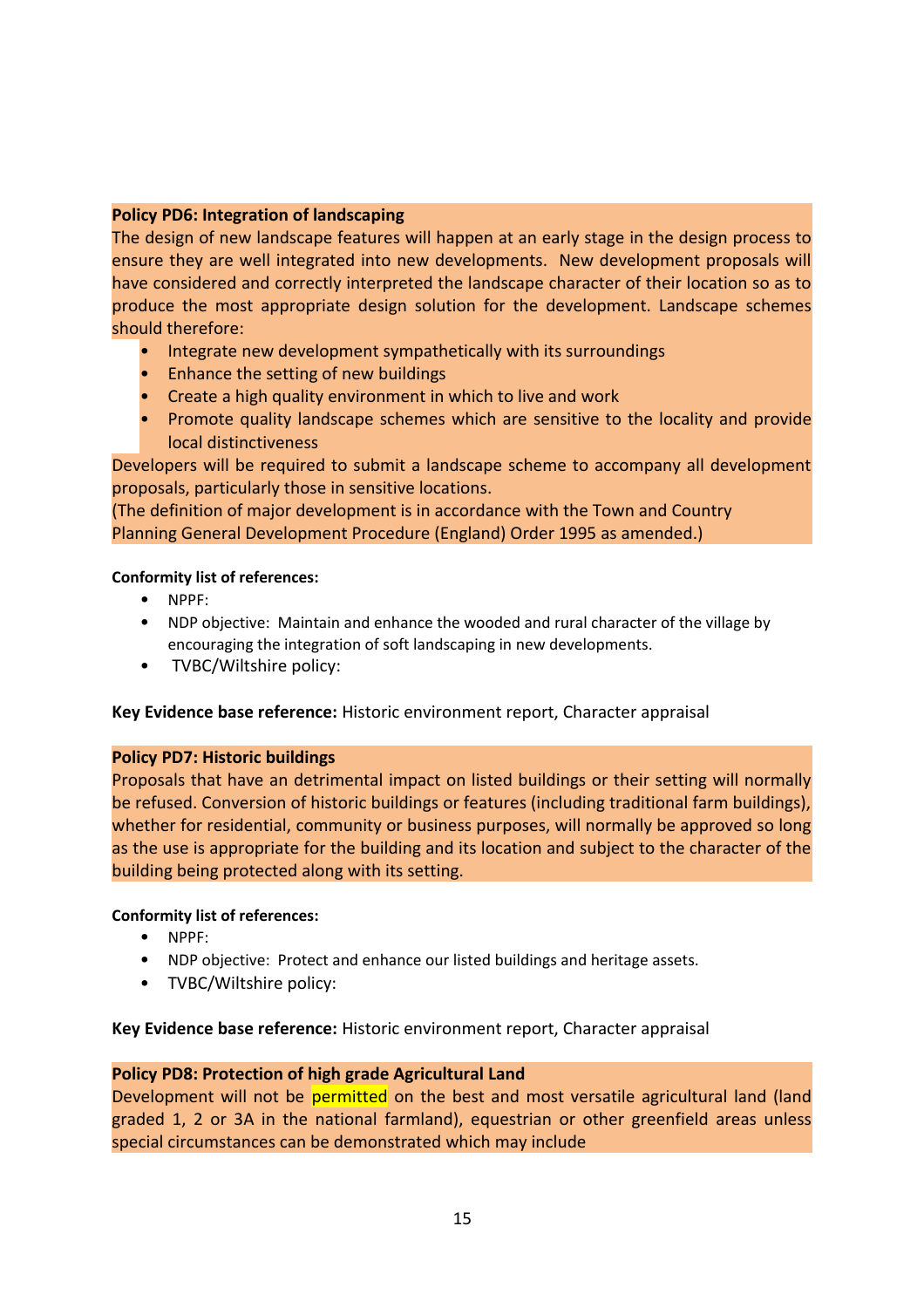**Policy PD6: Integration of landscaping**

The design of new landscape features will happen at an early stage in the design process to ensure they are well integrated into new developments. New development proposals will have considered and correctly interpreted the landscape character of their location so as to produce the most appropriate design solution for the development. Landscape schemes should therefore:

- Integrate new development sympathetically with its surroundings
- Enhance the setting of new buildings
- Create a high quality environment in which to live and work
- Promote quality landscape schemes which are sensitive to the locality and provide local distinctiveness

Developers will be required to submit a landscape scheme to accompany all development proposals, particularly those in sensitive locations.

(The definition of major development is in accordance with the Town and Country Planning General Development Procedure (England) Order 1995 as amended.)

**Conformity list of references:**

- NPPF:
- NDP objective: Maintain and enhance the wooded and rural character of the village by encouraging the integration of soft landscaping in new developments.
- TVBC/Wiltshire policy:

**Key Evidence base reference:** Historic environment report, Character appraisal

**Policy PD7: Historic buildings**

Proposals that have an detrimental impact on listed buildings or their setting will normally be refused. Conversion of historic buildings or features (including traditional farm buildings), whether for residential, community or business purposes, will normally be approved so long as the use is appropriate for the building and its location and subject to the character of the building being protected along with its setting.

**Conformity list of references:**

- NPPF:
- NDP objective: Protect and enhance our listed buildings and heritage assets.
- TVBC/Wiltshire policy:

**Key Evidence base reference:** Historic environment report, Character appraisal

**Policy PD8: Protection of high grade Agricultural Land**

Development will not be permitted on the best and most versatile agricultural land (land graded 1, 2 or 3A in the national farmland), equestrian or other greenfield areas unless special circumstances can be demonstrated which may include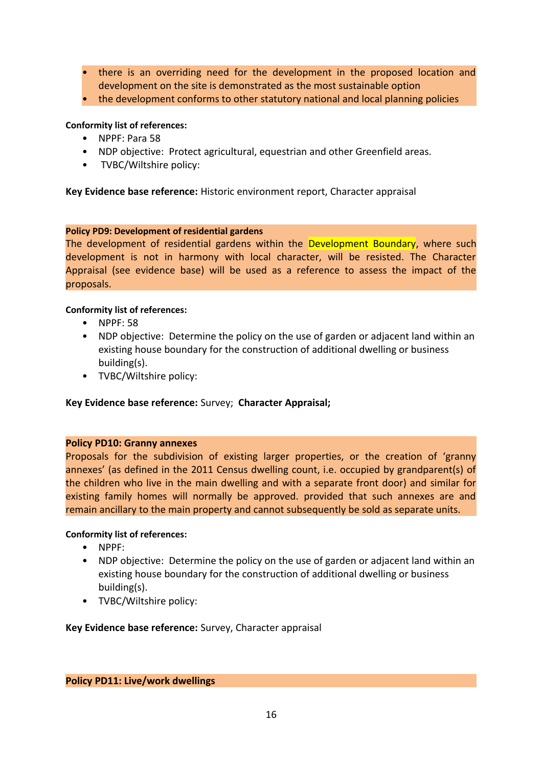- there is an overriding need for the development in the proposed location and development on the site is demonstrated as the most sustainable option
- the development conforms to other statutory national and local planning policies

**Conformity list of references:**

- NPPF: Para 58
- NDP objective: Protect agricultural, equestrian and other Greenfield areas.
- TVBC/Wiltshire policy:

**Key Evidence base reference:** Historic environment report, Character appraisal

**Policy PD9: Development of residential gardens**

The development of residential gardens within the Development Boundary, where such development is not in harmony with local character, will be resisted. The Character Appraisal (see evidence base) will be used as a reference to assess the impact of the proposals.

**Conformity list of references:**

- NPPF: 58
- NDP objective: Determine the policy on the use of garden or adjacent land within an existing house boundary for the construction of additional dwelling or business building(s).
- TVBC/Wiltshire policy:

**Key Evidence base reference:** Survey; **Character Appraisal;**

**Policy PD10: Granny annexes**

Proposals for the subdivision of existing larger properties, or the creation of 'granny annexes' (as defined in the 2011 Census dwelling count, i.e. occupied by grandparent(s) of the children who live in the main dwelling and with a separate front door) and similar for existing family homes will normally be approved. provided that such annexes are and remain ancillary to the main property and cannot subsequently be sold as separate units.

**Conformity list of references:**

- NPPF:
- NDP objective: Determine the policy on the use of garden or adjacent land within an existing house boundary for the construction of additional dwelling or business building(s).
- TVBC/Wiltshire policy:

**Key Evidence base reference:** Survey, Character appraisal

**Policy PD11: Live/work dwellings**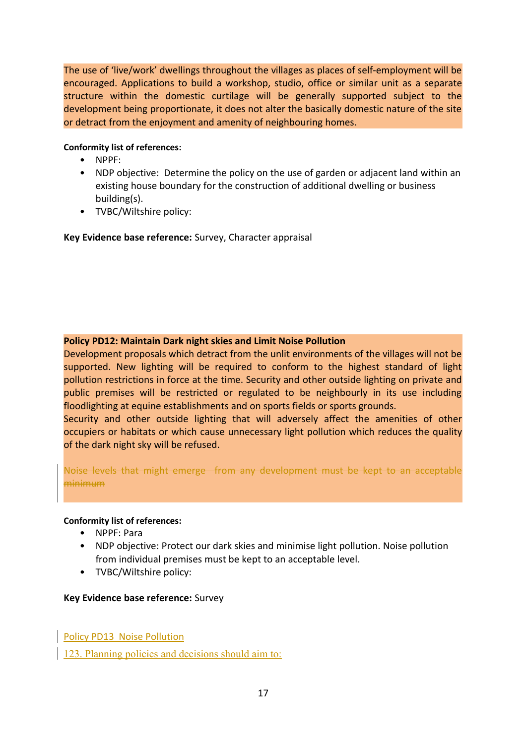The use of 'live/work' dwellings throughout the villages as places of self-employment will be encouraged. Applications to build a workshop, studio, office or similar unit as a separate structure within the domestic curtilage will be generally supported subject to the development being proportionate, it does not alter the basically domestic nature of the site or detract from the enjoyment and amenity of neighbouring homes.

**Conformity list of references:**

- NPPF:
- NDP objective: Determine the policy on the use of garden or adjacent land within an existing house boundary for the construction of additional dwelling or business building(s).
- TVBC/Wiltshire policy:

**Key Evidence base reference:** Survey, Character appraisal

**Policy PD12: Maintain Dark night skies and Limit Noise Pollution**

Development proposals which detract from the unlit environments of the villages will not be supported. New lighting will be required to conform to the highest standard of light pollution restrictions in force at the time. Security and other outside lighting on private and public premises will be restricted or regulated to be neighbourly in its use including floodlighting at equine establishments and on sports fields or sports grounds.

Security and other outside lighting that will adversely affect the amenities of other occupiers or habitats or which cause unnecessary light pollution which reduces the quality of the dark night sky will be refused.

~~Noise levels that might emerge from any development must be kept to an acceptable minimum~~

**Conformity list of references:**

- NPPF: Para
- NDP objective: Protect our dark skies and minimise light pollution. Noise pollution from individual premises must be kept to an acceptable level.
- TVBC/Wiltshire policy:

**Key Evidence base reference:** Survey

Policy PD13 Noise Pollution

123. Planning policies and decisions should aim to: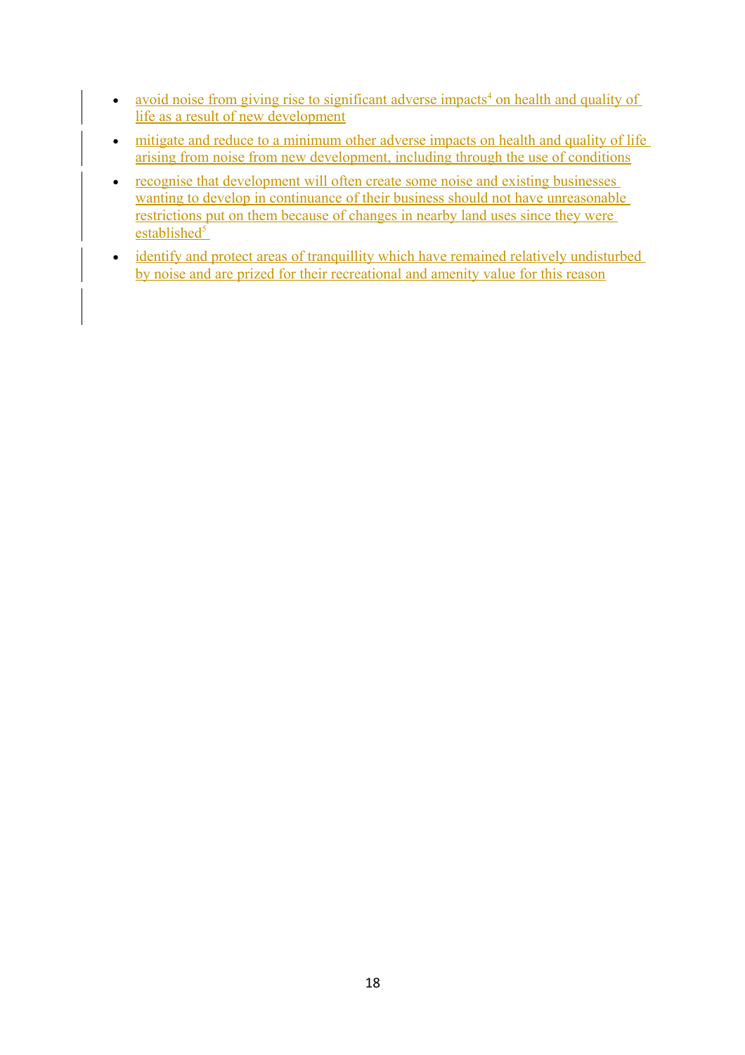- avoid noise from giving rise to significant adverse impacts[4] on health and quality of life as a result of new development
- mitigate and reduce to a minimum other adverse impacts on health and quality of life arising from noise from new development, including through the use of conditions
- recognise that development will often create some noise and existing businesses wanting to develop in continuance of their business should not have unreasonable restrictions put on them because of changes in nearby land uses since they were established[5]
- identify and protect areas of tranquillity which have remained relatively undisturbed by noise and are prized for their recreational and amenity value for this reason